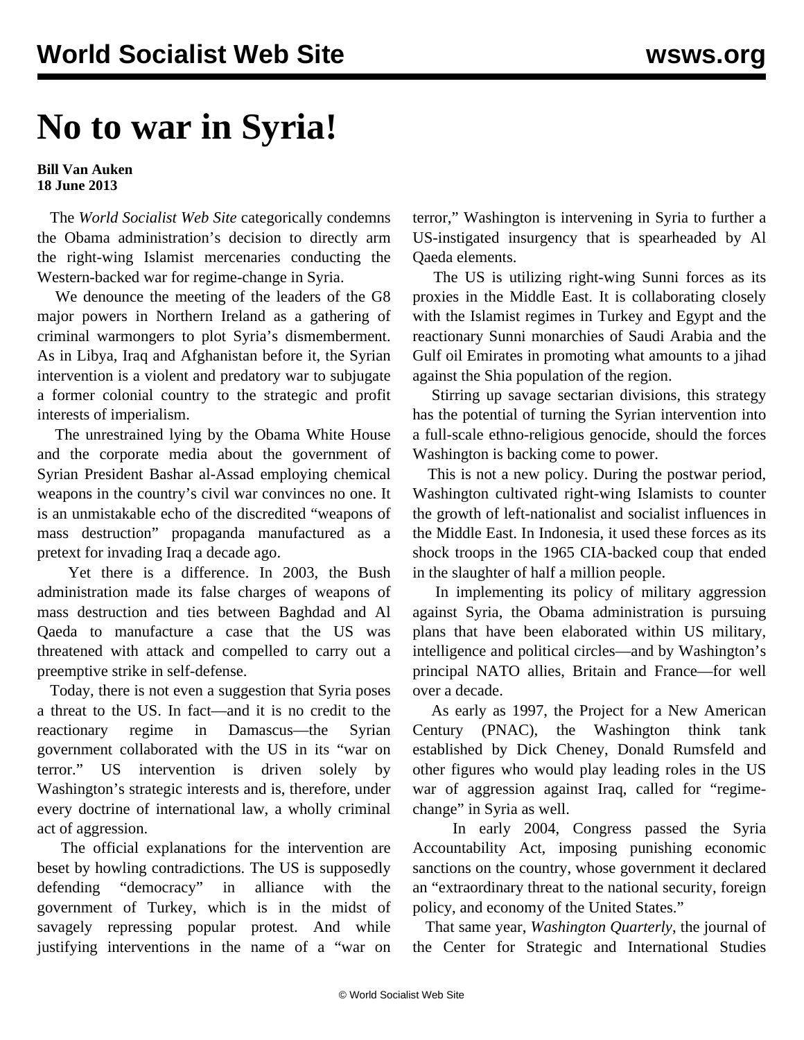# No to war in Syria!

**Bill Van Auken**
**18 June 2013**

The *World Socialist Web Site* categorically condemns the Obama administration's decision to directly arm the right-wing Islamist mercenaries conducting the Western-backed war for regime-change in Syria.

We denounce the meeting of the leaders of the G8 major powers in Northern Ireland as a gathering of criminal warmongers to plot Syria's dismemberment. As in Libya, Iraq and Afghanistan before it, the Syrian intervention is a violent and predatory war to subjugate a former colonial country to the strategic and profit interests of imperialism.

The unrestrained lying by the Obama White House and the corporate media about the government of Syrian President Bashar al-Assad employing chemical weapons in the country's civil war convinces no one. It is an unmistakable echo of the discredited "weapons of mass destruction" propaganda manufactured as a pretext for invading Iraq a decade ago.

Yet there is a difference. In 2003, the Bush administration made its false charges of weapons of mass destruction and ties between Baghdad and Al Qaeda to manufacture a case that the US was threatened with attack and compelled to carry out a preemptive strike in self-defense.

Today, there is not even a suggestion that Syria poses a threat to the US. In fact—and it is no credit to the reactionary regime in Damascus—the Syrian government collaborated with the US in its "war on terror." US intervention is driven solely by Washington's strategic interests and is, therefore, under every doctrine of international law, a wholly criminal act of aggression.

The official explanations for the intervention are beset by howling contradictions. The US is supposedly defending "democracy" in alliance with the government of Turkey, which is in the midst of savagely repressing popular protest. And while justifying interventions in the name of a "war on terror," Washington is intervening in Syria to further a US-instigated insurgency that is spearheaded by Al Qaeda elements.

The US is utilizing right-wing Sunni forces as its proxies in the Middle East. It is collaborating closely with the Islamist regimes in Turkey and Egypt and the reactionary Sunni monarchies of Saudi Arabia and the Gulf oil Emirates in promoting what amounts to a jihad against the Shia population of the region.

Stirring up savage sectarian divisions, this strategy has the potential of turning the Syrian intervention into a full-scale ethno-religious genocide, should the forces Washington is backing come to power.

This is not a new policy. During the postwar period, Washington cultivated right-wing Islamists to counter the growth of left-nationalist and socialist influences in the Middle East. In Indonesia, it used these forces as its shock troops in the 1965 CIA-backed coup that ended in the slaughter of half a million people.

In implementing its policy of military aggression against Syria, the Obama administration is pursuing plans that have been elaborated within US military, intelligence and political circles—and by Washington's principal NATO allies, Britain and France—for well over a decade.

As early as 1997, the Project for a New American Century (PNAC), the Washington think tank established by Dick Cheney, Donald Rumsfeld and other figures who would play leading roles in the US war of aggression against Iraq, called for "regime-change" in Syria as well.

In early 2004, Congress passed the Syria Accountability Act, imposing punishing economic sanctions on the country, whose government it declared an "extraordinary threat to the national security, foreign policy, and economy of the United States."

That same year, *Washington Quarterly*, the journal of the Center for Strategic and International Studies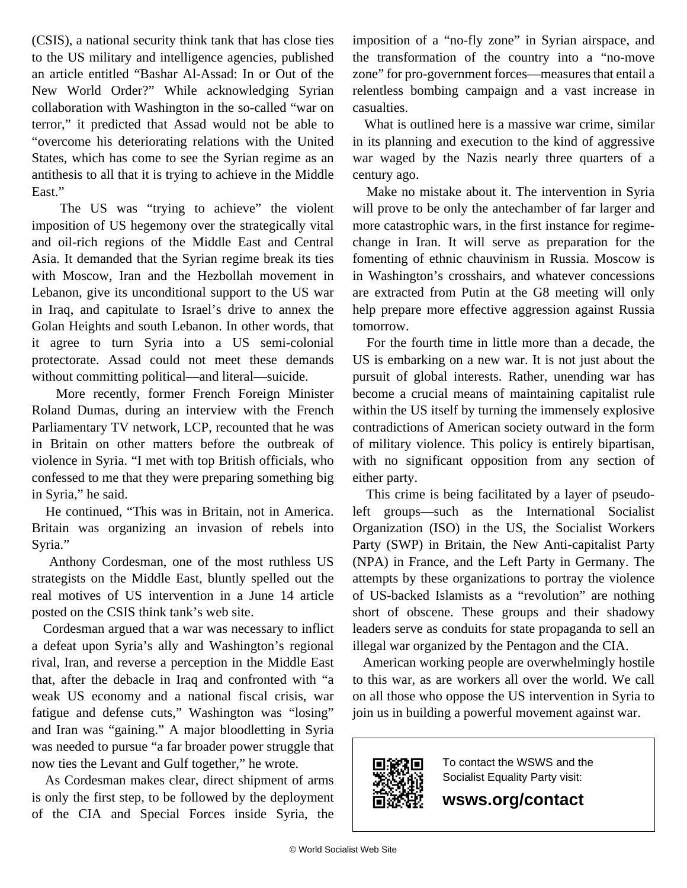(CSIS), a national security think tank that has close ties to the US military and intelligence agencies, published an article entitled "Bashar Al-Assad: In or Out of the New World Order?" While acknowledging Syrian collaboration with Washington in the so-called "war on terror," it predicted that Assad would not be able to "overcome his deteriorating relations with the United States, which has come to see the Syrian regime as an antithesis to all that it is trying to achieve in the Middle East."

The US was "trying to achieve" the violent imposition of US hegemony over the strategically vital and oil-rich regions of the Middle East and Central Asia. It demanded that the Syrian regime break its ties with Moscow, Iran and the Hezbollah movement in Lebanon, give its unconditional support to the US war in Iraq, and capitulate to Israel's drive to annex the Golan Heights and south Lebanon. In other words, that it agree to turn Syria into a US semi-colonial protectorate. Assad could not meet these demands without committing political—and literal—suicide.

More recently, former French Foreign Minister Roland Dumas, during an interview with the French Parliamentary TV network, LCP, recounted that he was in Britain on other matters before the outbreak of violence in Syria. "I met with top British officials, who confessed to me that they were preparing something big in Syria," he said.

He continued, "This was in Britain, not in America. Britain was organizing an invasion of rebels into Syria."

Anthony Cordesman, one of the most ruthless US strategists on the Middle East, bluntly spelled out the real motives of US intervention in a June 14 article posted on the CSIS think tank's web site.

Cordesman argued that a war was necessary to inflict a defeat upon Syria's ally and Washington's regional rival, Iran, and reverse a perception in the Middle East that, after the debacle in Iraq and confronted with "a weak US economy and a national fiscal crisis, war fatigue and defense cuts," Washington was "losing" and Iran was "gaining." A major bloodletting in Syria was needed to pursue "a far broader power struggle that now ties the Levant and Gulf together," he wrote.

As Cordesman makes clear, direct shipment of arms is only the first step, to be followed by the deployment of the CIA and Special Forces inside Syria, the imposition of a "no-fly zone" in Syrian airspace, and the transformation of the country into a "no-move zone" for pro-government forces—measures that entail a relentless bombing campaign and a vast increase in casualties.

What is outlined here is a massive war crime, similar in its planning and execution to the kind of aggressive war waged by the Nazis nearly three quarters of a century ago.

Make no mistake about it. The intervention in Syria will prove to be only the antechamber of far larger and more catastrophic wars, in the first instance for regime-change in Iran. It will serve as preparation for the fomenting of ethnic chauvinism in Russia. Moscow is in Washington's crosshairs, and whatever concessions are extracted from Putin at the G8 meeting will only help prepare more effective aggression against Russia tomorrow.

For the fourth time in little more than a decade, the US is embarking on a new war. It is not just about the pursuit of global interests. Rather, unending war has become a crucial means of maintaining capitalist rule within the US itself by turning the immensely explosive contradictions of American society outward in the form of military violence. This policy is entirely bipartisan, with no significant opposition from any section of either party.

This crime is being facilitated by a layer of pseudo-left groups—such as the International Socialist Organization (ISO) in the US, the Socialist Workers Party (SWP) in Britain, the New Anti-capitalist Party (NPA) in France, and the Left Party in Germany. The attempts by these organizations to portray the violence of US-backed Islamists as a "revolution" are nothing short of obscene. These groups and their shadowy leaders serve as conduits for state propaganda to sell an illegal war organized by the Pentagon and the CIA.

American working people are overwhelmingly hostile to this war, as are workers all over the world. We call on all those who oppose the US intervention in Syria to join us in building a powerful movement against war.

To contact the WSWS and the Socialist Equality Party visit:

**wsws.org/contact**